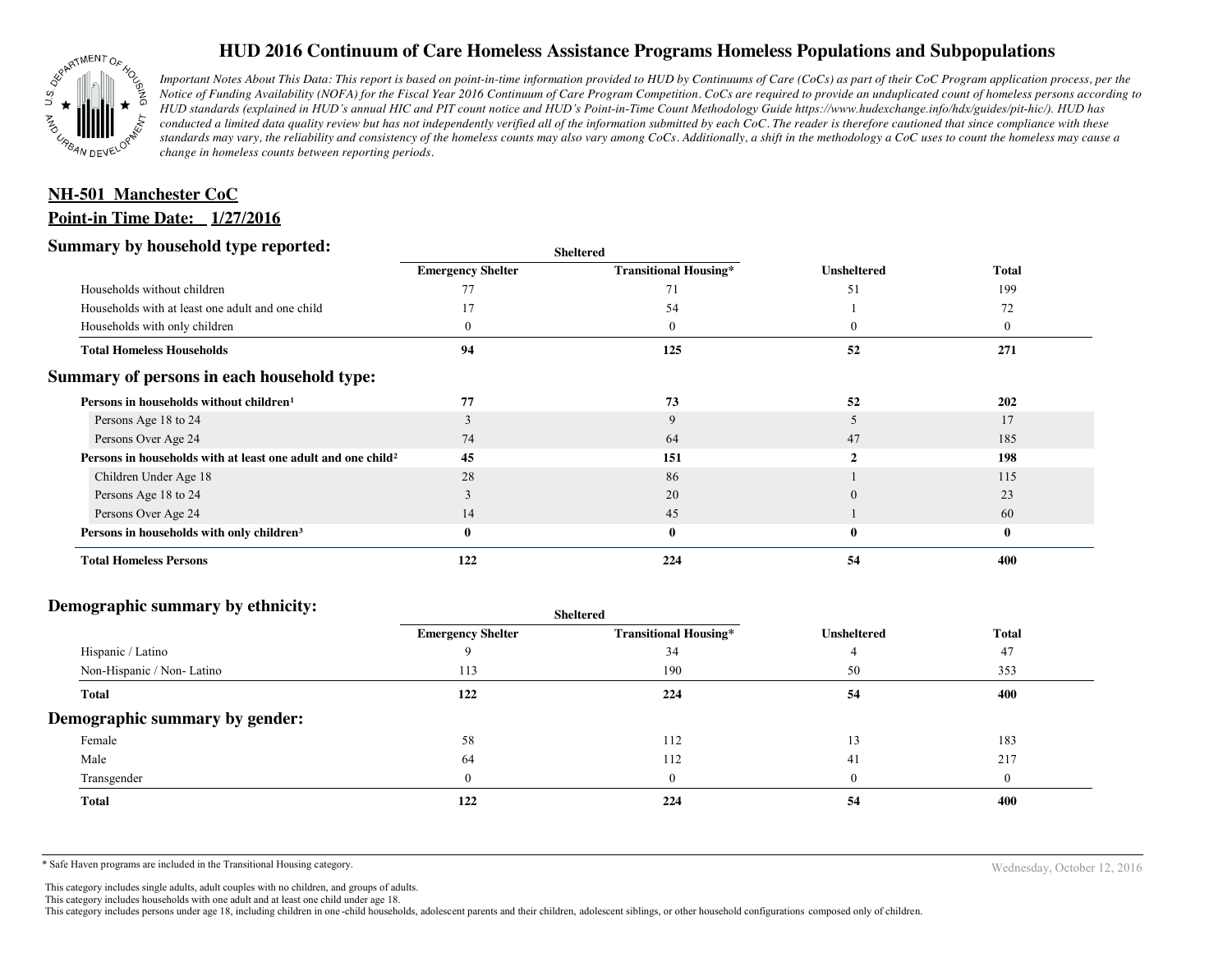# HUD 2016 Continuum of Care Homeless Assistance Programs Homeless Populations and Subpopulations

*Important Notes About This Data: This report is based on point-in-time information provided to HUD by Continuums of Care (CoCs) as part of their CoC Program application process, per the Notice of Funding Availability (NOFA) for the Fiscal Year 2016 Continuum of Care Program Competition. CoCs are required to provide an unduplicated count of homeless persons according to HUD standards (explained in HUD's annual HIC and PIT count notice and HUD's Point-in-Time Count Methodology Guide https://www.hudexchange.info/hdx/guides/pit-hic/). HUD has conducted a limited data quality review but has not independently verified all of the information submitted by each CoC. The reader is therefore cautioned that since compliance with these standards may vary, the reliability and consistency of the homeless counts may also vary among CoCs. Additionally, a shift in the methodology a CoC uses to count the homeless may cause a change in homeless counts between reporting periods.*

**NH-501 Manchester CoC**

**Point-in Time Date: 1/27/2016**

## Summary by household type reported:

| | Sheltered | | | |
|---|---|---|---|---|
| | Emergency Shelter | Transitional Housing* | Unsheltered | Total |
| Households without children | 77 | 71 | 51 | 199 |
| Households with at least one adult and one child | 17 | 54 | 1 | 72 |
| Households with only children | 0 | 0 | 0 | 0 |
| **Total Homeless Households** | **94** | **125** | **52** | **271** |

## Summary of persons in each household type:

| | Emergency Shelter | Transitional Housing* | Unsheltered | Total |
|---|---|---|---|---|
| **Persons in households without children[1]** | **77** | **73** | **52** | **202** |
| Persons Age 18 to 24 | 3 | 9 | 5 | 17 |
| Persons Over Age 24 | 74 | 64 | 47 | 185 |
| **Persons in households with at least one adult and one child[2]** | **45** | **151** | **2** | **198** |
| Children Under Age 18 | 28 | 86 | 1 | 115 |
| Persons Age 18 to 24 | 3 | 20 | 0 | 23 |
| Persons Over Age 24 | 14 | 45 | 1 | 60 |
| **Persons in households with only children[3]** | **0** | **0** | **0** | **0** |
| **Total Homeless Persons** | **122** | **224** | **54** | **400** |

## Demographic summary by ethnicity:

| | Sheltered | | | |
|---|---|---|---|---|
| | Emergency Shelter | Transitional Housing* | Unsheltered | Total |
| Hispanic / Latino | 9 | 34 | 4 | 47 |
| Non-Hispanic / Non- Latino | 113 | 190 | 50 | 353 |
| **Total** | **122** | **224** | **54** | **400** |

## Demographic summary by gender:

| | Emergency Shelter | Transitional Housing* | Unsheltered | Total |
|---|---|---|---|---|
| Female | 58 | 112 | 13 | 183 |
| Male | 64 | 112 | 41 | 217 |
| Transgender | 0 | 0 | 0 | 0 |
| **Total** | **122** | **224** | **54** | **400** |

\* Safe Haven programs are included in the Transitional Housing category.

This category includes single adults, adult couples with no children, and groups of adults.
This category includes households with one adult and at least one child under age 18.
This category includes persons under age 18, including children in one -child households, adolescent parents and their children, adolescent siblings, or other household configurations composed only of children.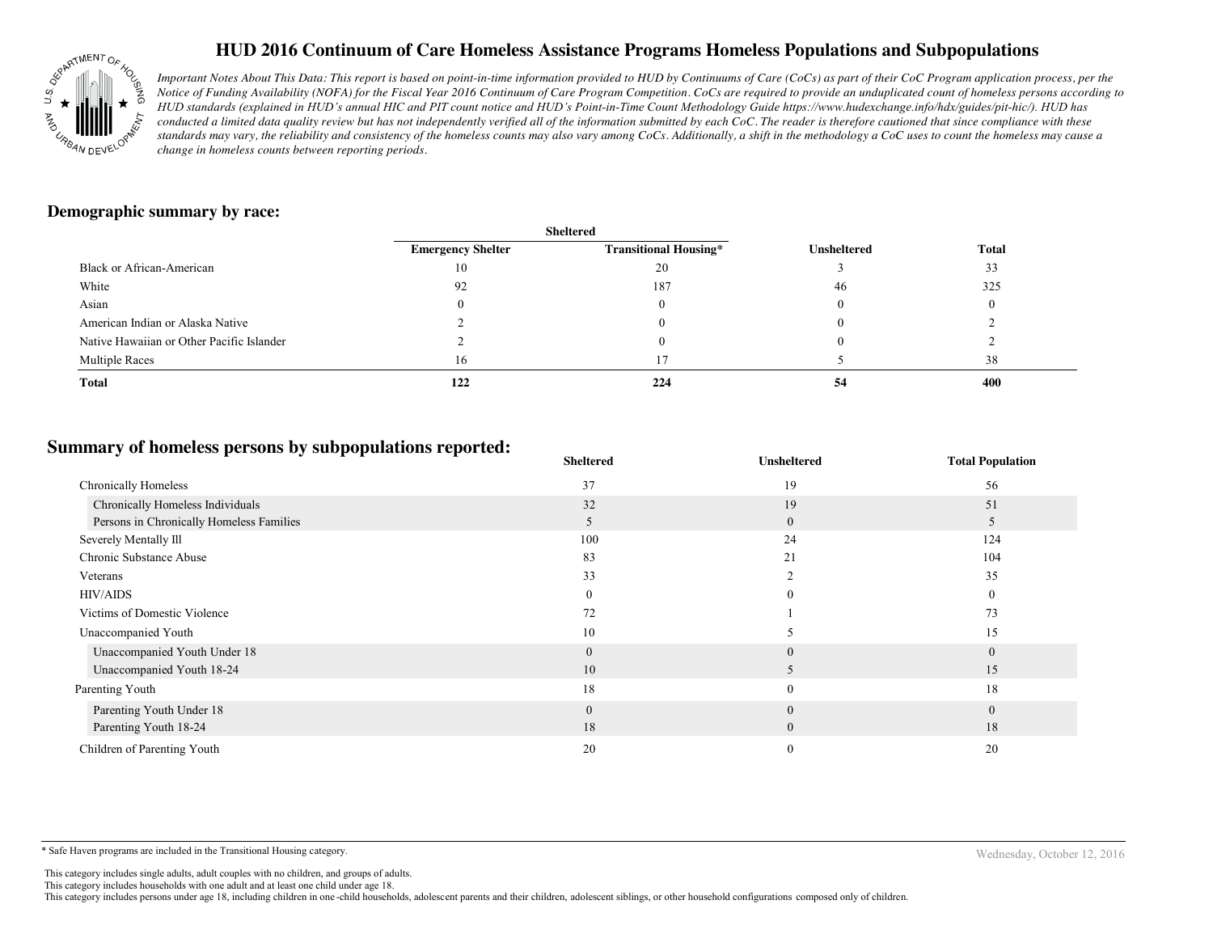// HUD 2016 Continuum of Care Homeless Assistance Programs Homeless Populations and Subpopulations

*Important Notes About This Data: This report is based on point-in-time information provided to HUD by Continuums of Care (CoCs) as part of their CoC Program application process, per the Notice of Funding Availability (NOFA) for the Fiscal Year 2016 Continuum of Care Program Competition. CoCs are required to provide an unduplicated count of homeless persons according to HUD standards (explained in HUD's annual HIC and PIT count notice and HUD's Point-in-Time Count Methodology Guide https://www.hudexchange.info/hdx/guides/pit-hic/). HUD has conducted a limited data quality review but has not independently verified all of the information submitted by each CoC. The reader is therefore cautioned that since compliance with these standards may vary, the reliability and consistency of the homeless counts may also vary among CoCs. Additionally, a shift in the methodology a CoC uses to count the homeless may cause a change in homeless counts between reporting periods.*

## Demographic summary by race:

| | Sheltered | | | |
|---|---|---|---|---|
| | Emergency Shelter | Transitional Housing* | Unsheltered | Total |
| Black or African-American | 10 | 20 | 3 | 33 |
| White | 92 | 187 | 46 | 325 |
| Asian | 0 | 0 | 0 | 0 |
| American Indian or Alaska Native | 2 | 0 | 0 | 2 |
| Native Hawaiian or Other Pacific Islander | 2 | 0 | 0 | 2 |
| Multiple Races | 16 | 17 | 5 | 38 |
| **Total** | **122** | **224** | **54** | **400** |

## Summary of homeless persons by subpopulations reported:

| | Sheltered | Unsheltered | Total Population |
|---|---|---|---|
| Chronically Homeless | 37 | 19 | 56 |
| Chronically Homeless Individuals | 32 | 19 | 51 |
| Persons in Chronically Homeless Families | 5 | 0 | 5 |
| Severely Mentally Ill | 100 | 24 | 124 |
| Chronic Substance Abuse | 83 | 21 | 104 |
| Veterans | 33 | 2 | 35 |
| HIV/AIDS | 0 | 0 | 0 |
| Victims of Domestic Violence | 72 | 1 | 73 |
| Unaccompanied Youth | 10 | 5 | 15 |
| Unaccompanied Youth Under 18 | 0 | 0 | 0 |
| Unaccompanied Youth 18-24 | 10 | 5 | 15 |
| Parenting Youth | 18 | 0 | 18 |
| Parenting Youth Under 18 | 0 | 0 | 0 |
| Parenting Youth 18-24 | 18 | 0 | 18 |
| Children of Parenting Youth | 20 | 0 | 20 |

* Safe Haven programs are included in the Transitional Housing category.

Wednesday, October 12, 2016

This category includes single adults, adult couples with no children, and groups of adults.
This category includes households with one adult and at least one child under age 18.
This category includes persons under age 18, including children in one -child households, adolescent parents and their children, adolescent siblings, or other household configurations composed only of children.